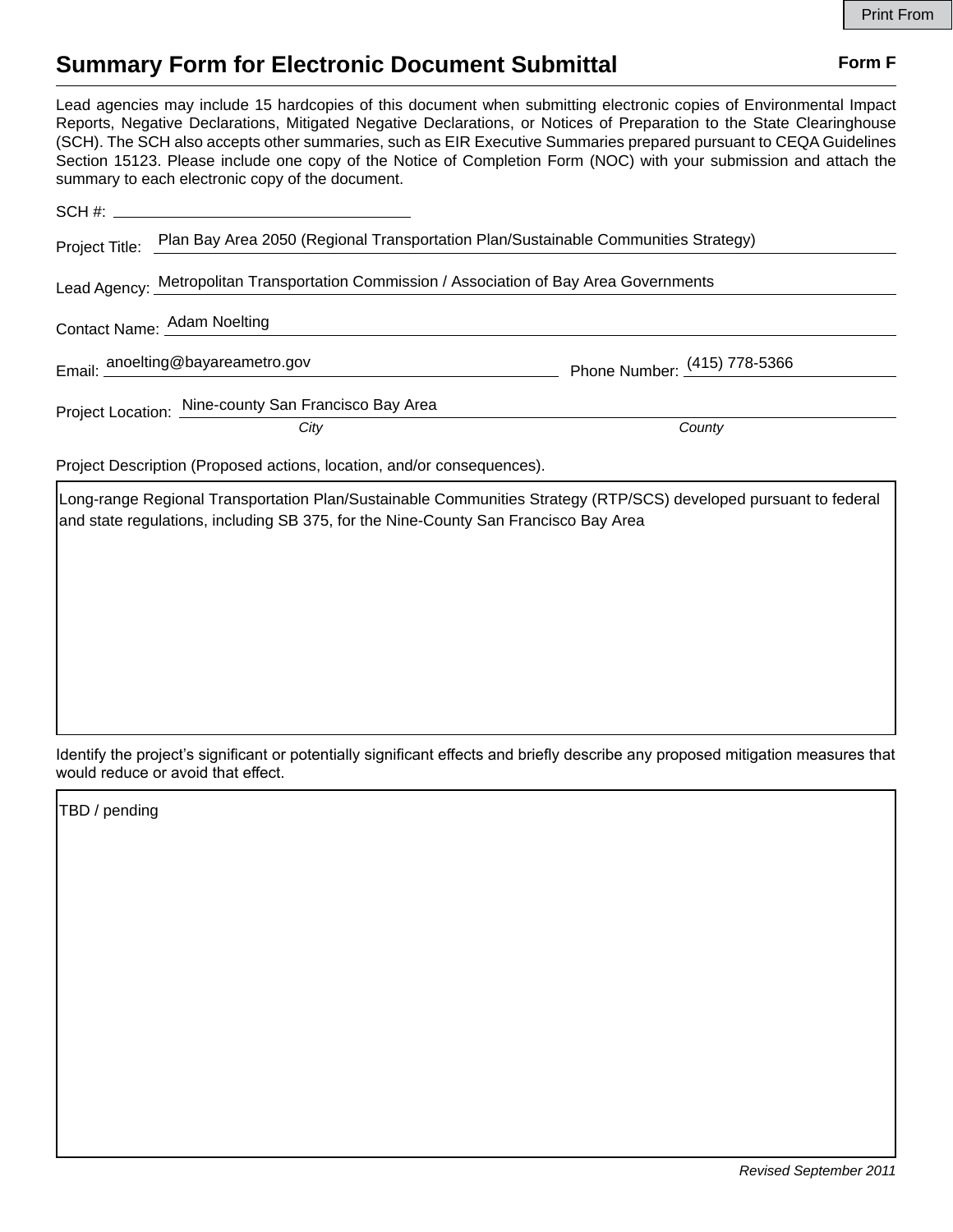Print From

# Summary Form for Electronic Document Submittal

**Form F**

Lead agencies may include 15 hardcopies of this document when submitting electronic copies of Environmental Impact Reports, Negative Declarations, Mitigated Negative Declarations, or Notices of Preparation to the State Clearinghouse (SCH). The SCH also accepts other summaries, such as EIR Executive Summaries prepared pursuant to CEQA Guidelines Section 15123. Please include one copy of the Notice of Completion Form (NOC) with your submission and attach the summary to each electronic copy of the document.

SCH #: ____________________

Project Title: Plan Bay Area 2050 (Regional Transportation Plan/Sustainable Communities Strategy)

Lead Agency: Metropolitan Transportation Commission / Association of Bay Area Governments

Contact Name: Adam Noelting

Email: anoelting@bayareametro.gov    Phone Number: (415) 778-5366

Project Location: Nine-county San Francisco Bay Area
*City*    *County*

Project Description (Proposed actions, location, and/or consequences).

Long-range Regional Transportation Plan/Sustainable Communities Strategy (RTP/SCS) developed pursuant to federal and state regulations, including SB 375, for the Nine-County San Francisco Bay Area

Identify the project's significant or potentially significant effects and briefly describe any proposed mitigation measures that would reduce or avoid that effect.

TBD / pending

*Revised September 2011*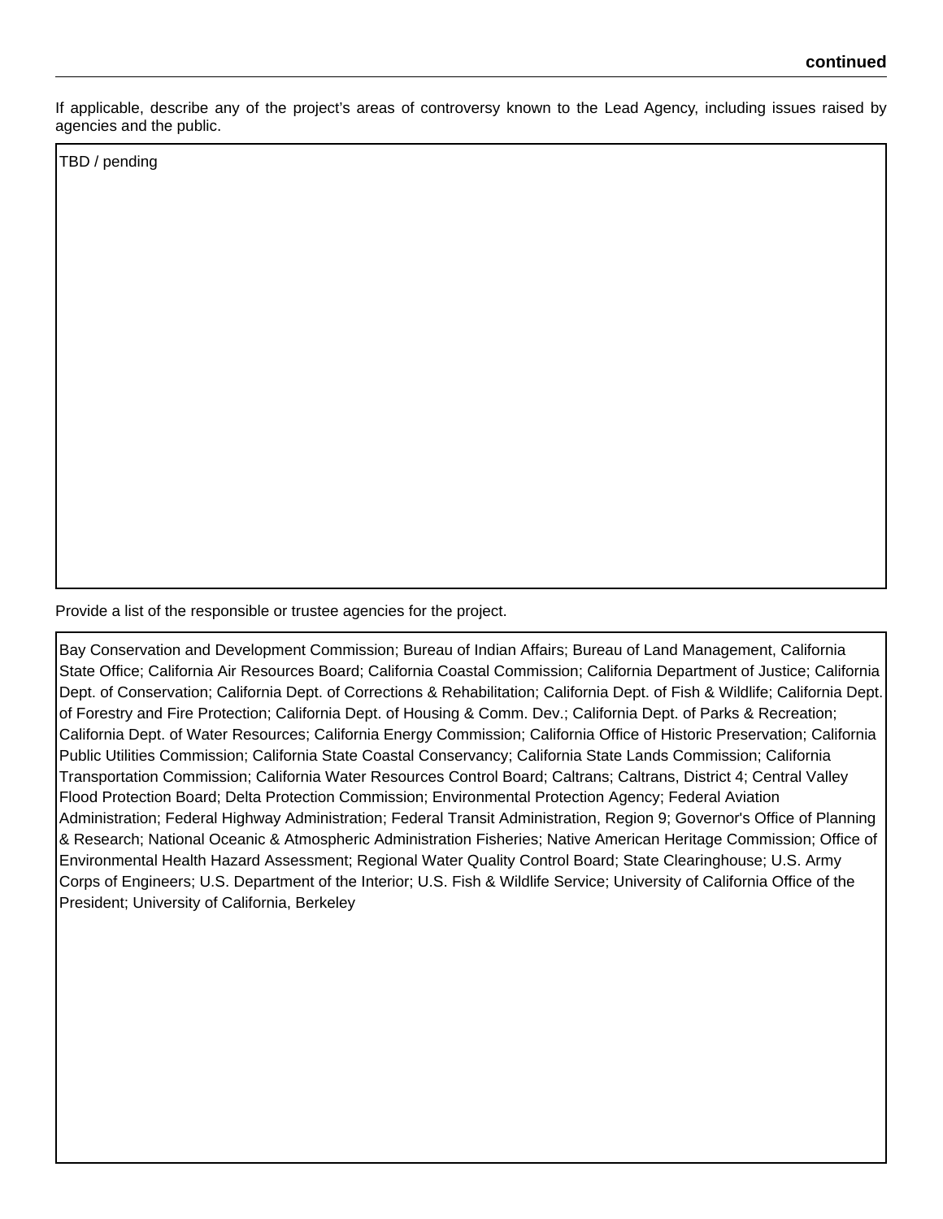**continued**

If applicable, describe any of the project's areas of controversy known to the Lead Agency, including issues raised by agencies and the public.

TBD / pending

Provide a list of the responsible or trustee agencies for the project.

Bay Conservation and Development Commission; Bureau of Indian Affairs; Bureau of Land Management, California State Office; California Air Resources Board; California Coastal Commission; California Department of Justice; California Dept. of Conservation; California Dept. of Corrections & Rehabilitation; California Dept. of Fish & Wildlife; California Dept. of Forestry and Fire Protection; California Dept. of Housing & Comm. Dev.; California Dept. of Parks & Recreation; California Dept. of Water Resources; California Energy Commission; California Office of Historic Preservation; California Public Utilities Commission; California State Coastal Conservancy; California State Lands Commission; California Transportation Commission; California Water Resources Control Board; Caltrans; Caltrans, District 4; Central Valley Flood Protection Board; Delta Protection Commission; Environmental Protection Agency; Federal Aviation Administration; Federal Highway Administration; Federal Transit Administration, Region 9; Governor's Office of Planning & Research; National Oceanic & Atmospheric Administration Fisheries; Native American Heritage Commission; Office of Environmental Health Hazard Assessment; Regional Water Quality Control Board; State Clearinghouse; U.S. Army Corps of Engineers; U.S. Department of the Interior; U.S. Fish & Wildlife Service; University of California Office of the President; University of California, Berkeley